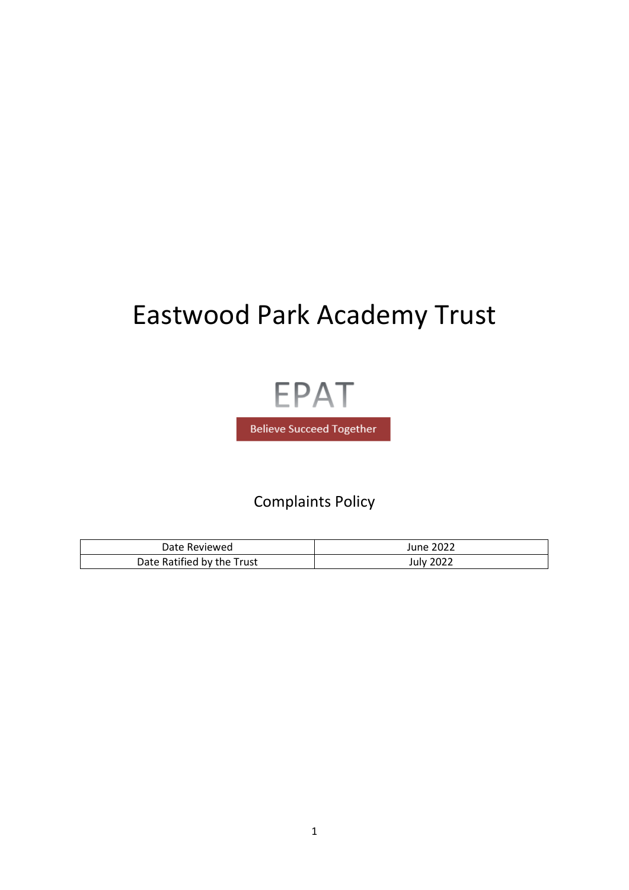# Eastwood Park Academy Trust

EPAT

Believe Succeed Together

## Complaints Policy

| Date Reviewed | June 2022 |
|---|---|
| Date Ratified by the Trust | July 2022 |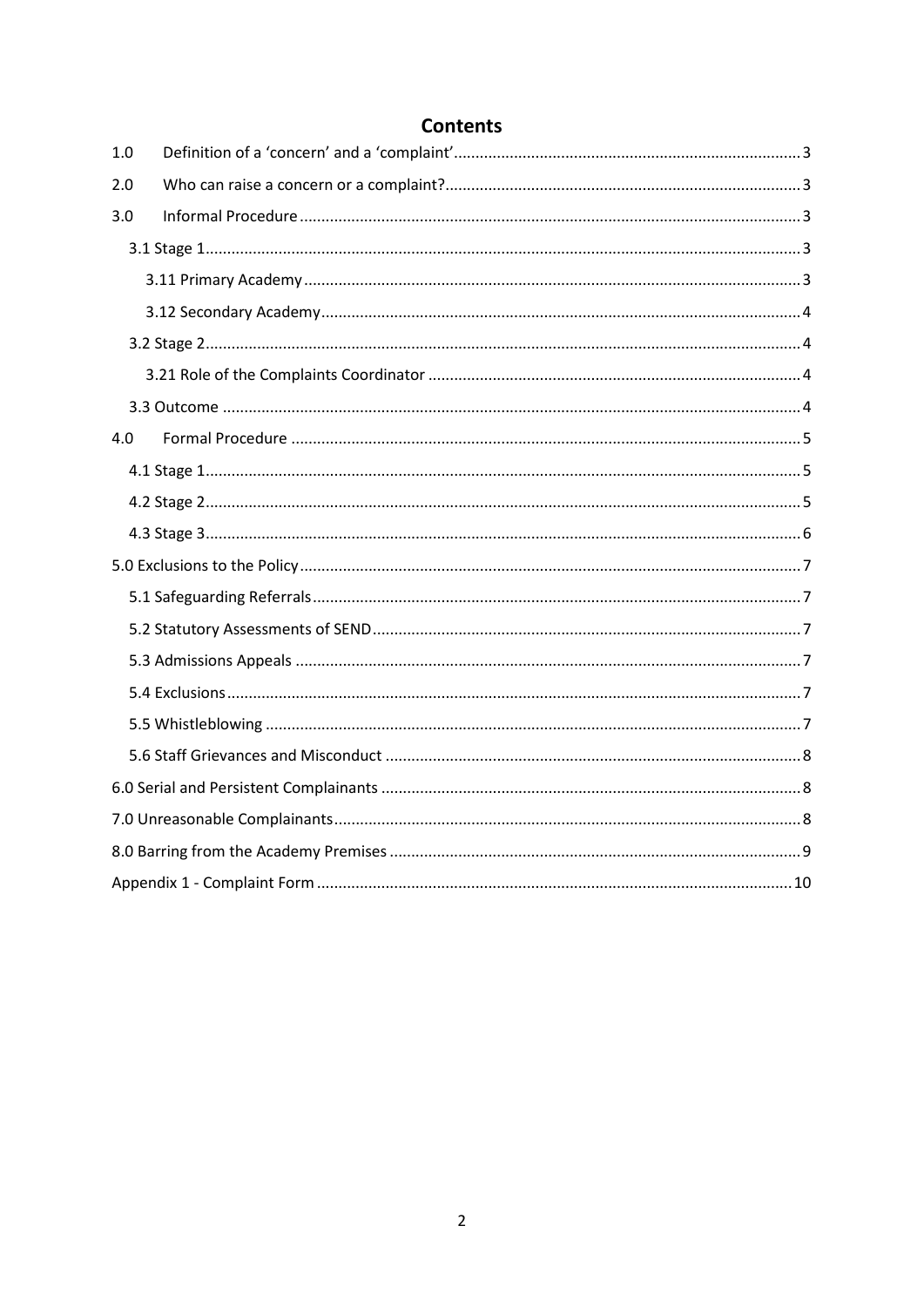# Contents

1.0 Definition of a 'concern' and a 'complaint' ... 3

2.0 Who can raise a concern or a complaint? ... 3

3.0 Informal Procedure ... 3

- 3.1 Stage 1 ... 3
  - 3.11 Primary Academy ... 3
  - 3.12 Secondary Academy ... 4
- 3.2 Stage 2 ... 4
  - 3.21 Role of the Complaints Coordinator ... 4
- 3.3 Outcome ... 4

4.0 Formal Procedure ... 5

- 4.1 Stage 1 ... 5
- 4.2 Stage 2 ... 5
- 4.3 Stage 3 ... 6

5.0 Exclusions to the Policy ... 7

- 5.1 Safeguarding Referrals ... 7
- 5.2 Statutory Assessments of SEND ... 7
- 5.3 Admissions Appeals ... 7
- 5.4 Exclusions ... 7
- 5.5 Whistleblowing ... 7
- 5.6 Staff Grievances and Misconduct ... 8

6.0 Serial and Persistent Complainants ... 8

7.0 Unreasonable Complainants ... 8

8.0 Barring from the Academy Premises ... 9

Appendix 1 - Complaint Form ... 10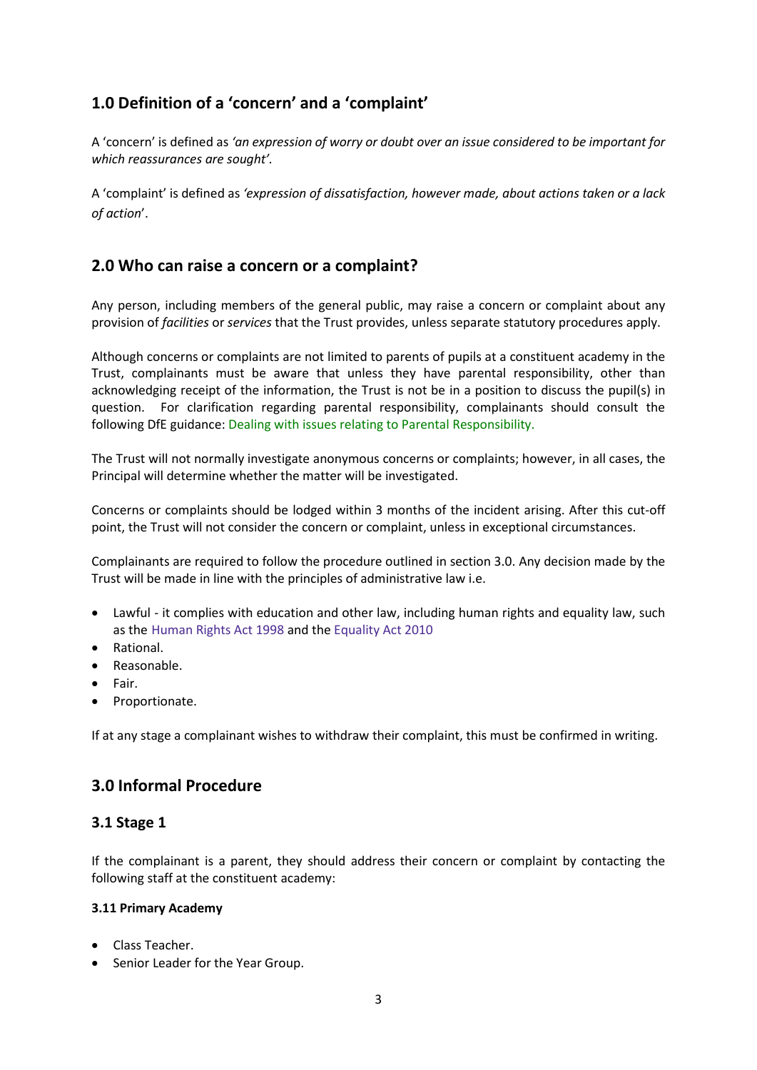## 1.0 Definition of a 'concern' and a 'complaint'

A 'concern' is defined as *'an expression of worry or doubt over an issue considered to be important for which reassurances are sought'*.

A 'complaint' is defined as *'expression of dissatisfaction, however made, about actions taken or a lack of action*'.

## 2.0 Who can raise a concern or a complaint?

Any person, including members of the general public, may raise a concern or complaint about any provision of *facilities* or *services* that the Trust provides, unless separate statutory procedures apply.

Although concerns or complaints are not limited to parents of pupils at a constituent academy in the Trust, complainants must be aware that unless they have parental responsibility, other than acknowledging receipt of the information, the Trust is not be in a position to discuss the pupil(s) in question. For clarification regarding parental responsibility, complainants should consult the following DfE guidance: Dealing with issues relating to Parental Responsibility.

The Trust will not normally investigate anonymous concerns or complaints; however, in all cases, the Principal will determine whether the matter will be investigated.

Concerns or complaints should be lodged within 3 months of the incident arising. After this cut-off point, the Trust will not consider the concern or complaint, unless in exceptional circumstances.

Complainants are required to follow the procedure outlined in section 3.0. Any decision made by the Trust will be made in line with the principles of administrative law i.e.

- Lawful - it complies with education and other law, including human rights and equality law, such as the Human Rights Act 1998 and the Equality Act 2010
- Rational.
- Reasonable.
- Fair.
- Proportionate.

If at any stage a complainant wishes to withdraw their complaint, this must be confirmed in writing.

## 3.0 Informal Procedure

### 3.1 Stage 1

If the complainant is a parent, they should address their concern or complaint by contacting the following staff at the constituent academy:

#### 3.11 Primary Academy

- Class Teacher.
- Senior Leader for the Year Group.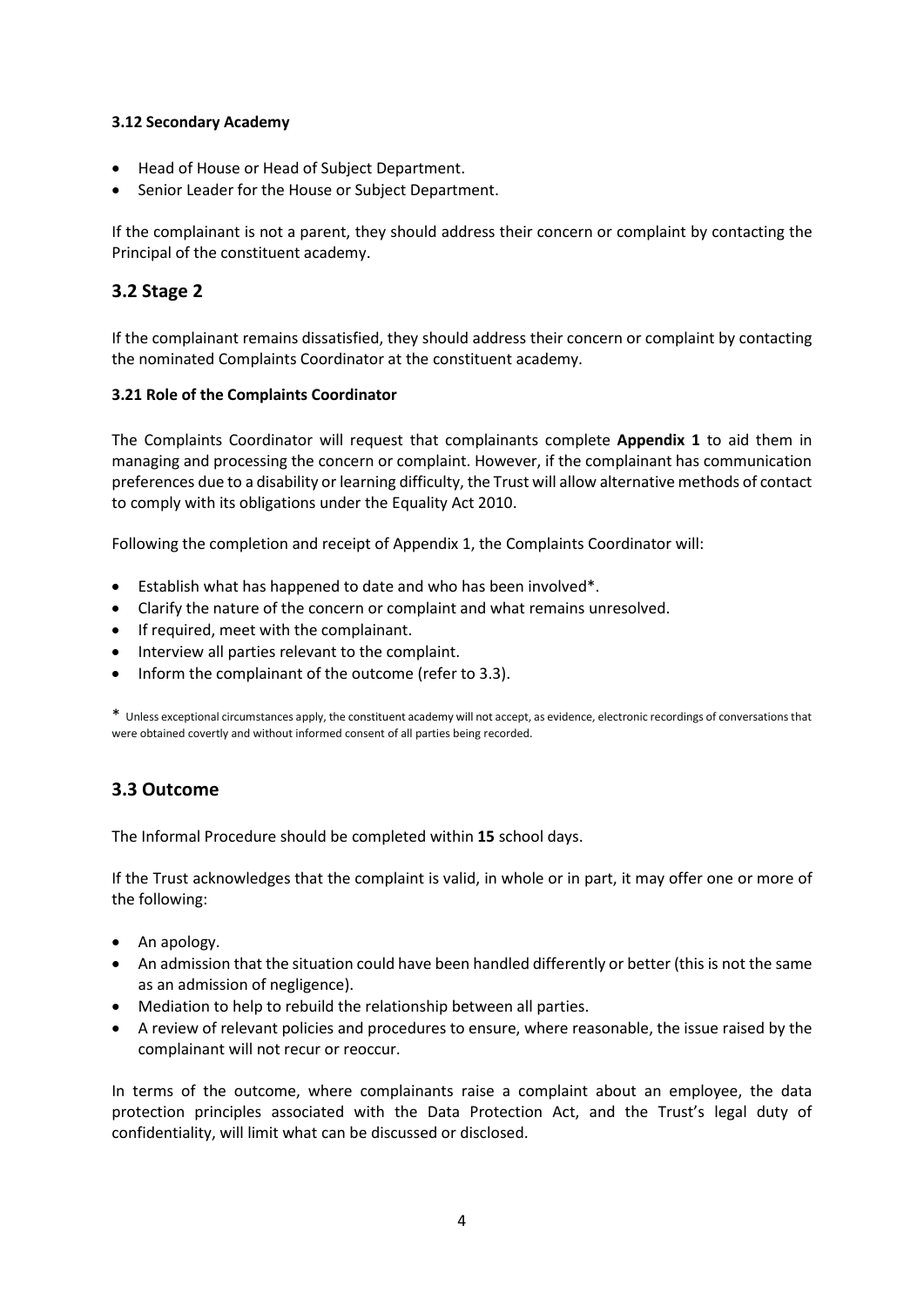#### 3.12 Secondary Academy

- Head of House or Head of Subject Department.
- Senior Leader for the House or Subject Department.

If the complainant is not a parent, they should address their concern or complaint by contacting the Principal of the constituent academy.

## 3.2 Stage 2

If the complainant remains dissatisfied, they should address their concern or complaint by contacting the nominated Complaints Coordinator at the constituent academy.

#### 3.21 Role of the Complaints Coordinator

The Complaints Coordinator will request that complainants complete **Appendix 1** to aid them in managing and processing the concern or complaint. However, if the complainant has communication preferences due to a disability or learning difficulty, the Trust will allow alternative methods of contact to comply with its obligations under the Equality Act 2010.

Following the completion and receipt of Appendix 1, the Complaints Coordinator will:

- Establish what has happened to date and who has been involved*.
- Clarify the nature of the concern or complaint and what remains unresolved.
- If required, meet with the complainant.
- Interview all parties relevant to the complaint.
- Inform the complainant of the outcome (refer to 3.3).

* Unless exceptional circumstances apply, the constituent academy will not accept, as evidence, electronic recordings of conversations that were obtained covertly and without informed consent of all parties being recorded.

## 3.3 Outcome

The Informal Procedure should be completed within **15** school days.

If the Trust acknowledges that the complaint is valid, in whole or in part, it may offer one or more of the following:

- An apology.
- An admission that the situation could have been handled differently or better (this is not the same as an admission of negligence).
- Mediation to help to rebuild the relationship between all parties.
- A review of relevant policies and procedures to ensure, where reasonable, the issue raised by the complainant will not recur or reoccur.

In terms of the outcome, where complainants raise a complaint about an employee, the data protection principles associated with the Data Protection Act, and the Trust's legal duty of confidentiality, will limit what can be discussed or disclosed.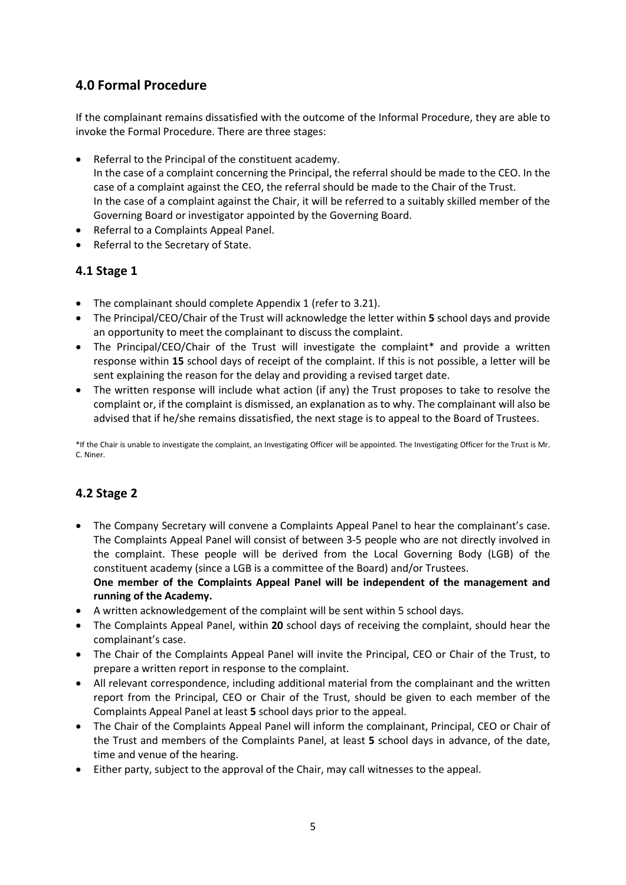## 4.0 Formal Procedure

If the complainant remains dissatisfied with the outcome of the Informal Procedure, they are able to invoke the Formal Procedure. There are three stages:

- Referral to the Principal of the constituent academy.
  In the case of a complaint concerning the Principal, the referral should be made to the CEO. In the case of a complaint against the CEO, the referral should be made to the Chair of the Trust.
  In the case of a complaint against the Chair, it will be referred to a suitably skilled member of the Governing Board or investigator appointed by the Governing Board.
- Referral to a Complaints Appeal Panel.
- Referral to the Secretary of State.

### 4.1 Stage 1

- The complainant should complete Appendix 1 (refer to 3.21).
- The Principal/CEO/Chair of the Trust will acknowledge the letter within **5** school days and provide an opportunity to meet the complainant to discuss the complaint.
- The Principal/CEO/Chair of the Trust will investigate the complaint* and provide a written response within **15** school days of receipt of the complaint. If this is not possible, a letter will be sent explaining the reason for the delay and providing a revised target date.
- The written response will include what action (if any) the Trust proposes to take to resolve the complaint or, if the complaint is dismissed, an explanation as to why. The complainant will also be advised that if he/she remains dissatisfied, the next stage is to appeal to the Board of Trustees.

*If the Chair is unable to investigate the complaint, an Investigating Officer will be appointed. The Investigating Officer for the Trust is Mr. C. Niner.

### 4.2 Stage 2

- The Company Secretary will convene a Complaints Appeal Panel to hear the complainant's case. The Complaints Appeal Panel will consist of between 3-5 people who are not directly involved in the complaint. These people will be derived from the Local Governing Body (LGB) of the constituent academy (since a LGB is a committee of the Board) and/or Trustees.
  **One member of the Complaints Appeal Panel will be independent of the management and running of the Academy.**
- A written acknowledgement of the complaint will be sent within 5 school days.
- The Complaints Appeal Panel, within **20** school days of receiving the complaint, should hear the complainant's case.
- The Chair of the Complaints Appeal Panel will invite the Principal, CEO or Chair of the Trust, to prepare a written report in response to the complaint.
- All relevant correspondence, including additional material from the complainant and the written report from the Principal, CEO or Chair of the Trust, should be given to each member of the Complaints Appeal Panel at least **5** school days prior to the appeal.
- The Chair of the Complaints Appeal Panel will inform the complainant, Principal, CEO or Chair of the Trust and members of the Complaints Panel, at least **5** school days in advance, of the date, time and venue of the hearing.
- Either party, subject to the approval of the Chair, may call witnesses to the appeal.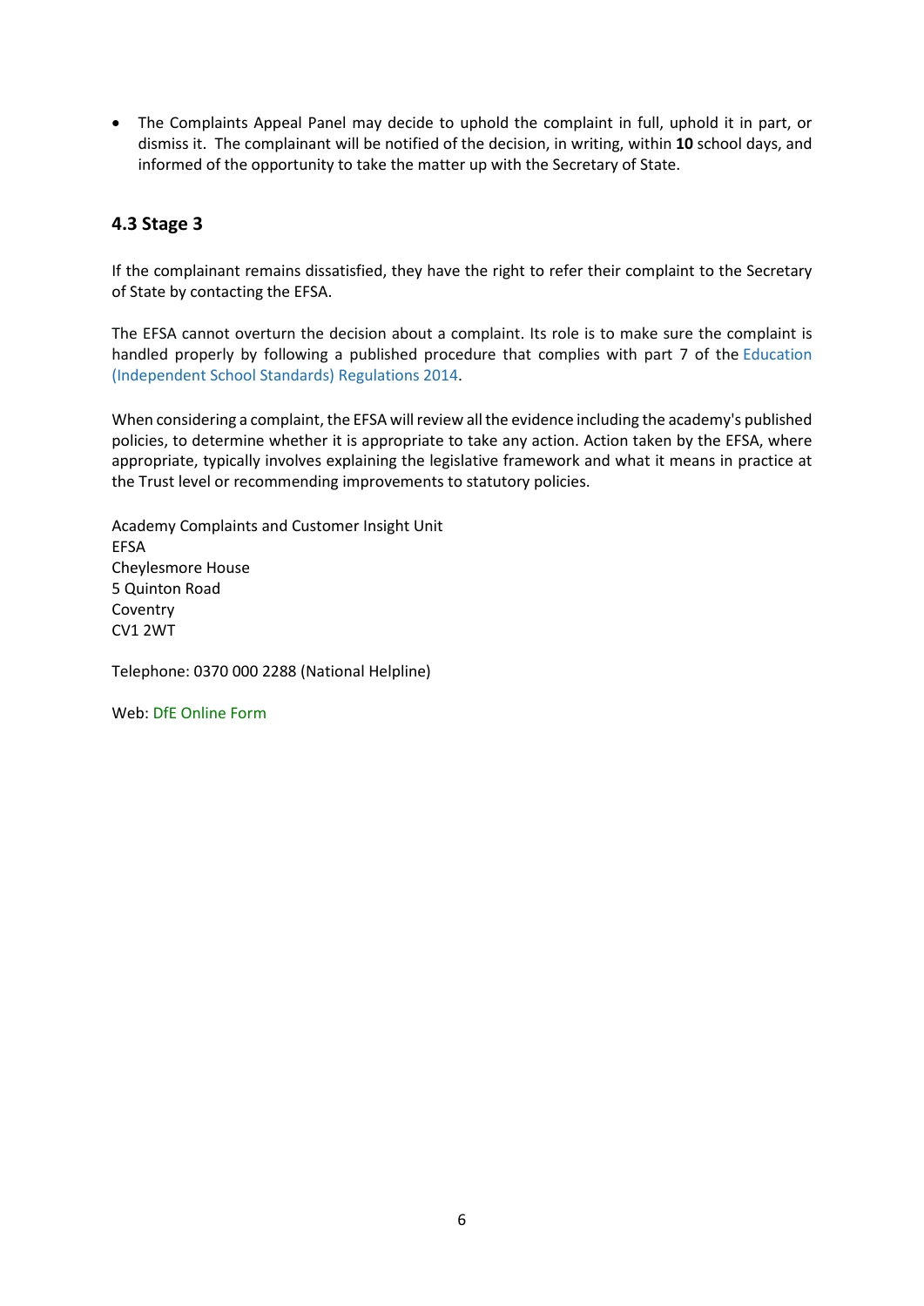- The Complaints Appeal Panel may decide to uphold the complaint in full, uphold it in part, or dismiss it. The complainant will be notified of the decision, in writing, within **10** school days, and informed of the opportunity to take the matter up with the Secretary of State.

### 4.3 Stage 3

If the complainant remains dissatisfied, they have the right to refer their complaint to the Secretary of State by contacting the EFSA.

The EFSA cannot overturn the decision about a complaint. Its role is to make sure the complaint is handled properly by following a published procedure that complies with part 7 of the Education (Independent School Standards) Regulations 2014.

When considering a complaint, the EFSA will review all the evidence including the academy's published policies, to determine whether it is appropriate to take any action. Action taken by the EFSA, where appropriate, typically involves explaining the legislative framework and what it means in practice at the Trust level or recommending improvements to statutory policies.

Academy Complaints and Customer Insight Unit
EFSA
Cheylesmore House
5 Quinton Road
Coventry
CV1 2WT

Telephone: 0370 000 2288 (National Helpline)

Web: DfE Online Form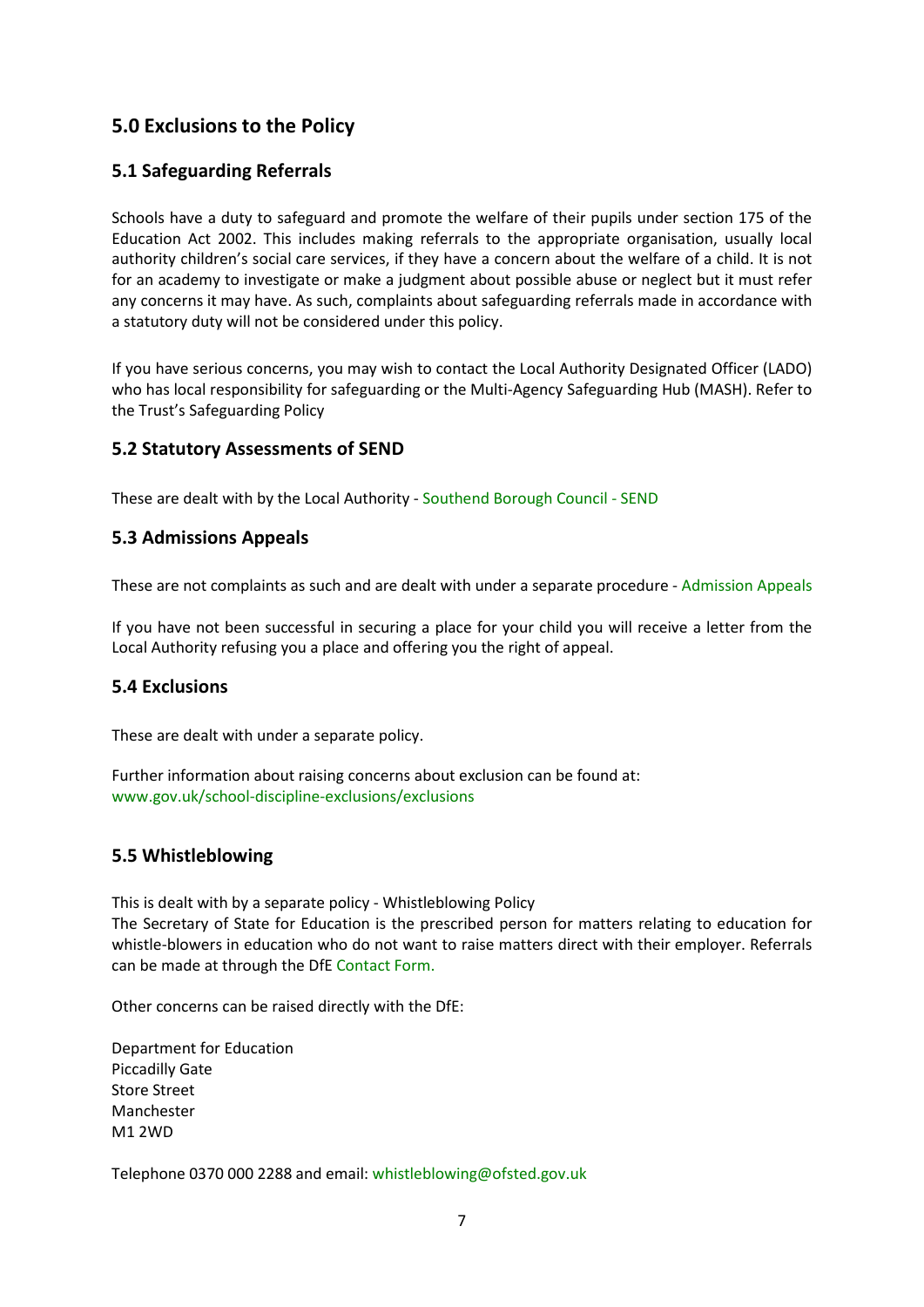## 5.0 Exclusions to the Policy

### 5.1 Safeguarding Referrals

Schools have a duty to safeguard and promote the welfare of their pupils under section 175 of the Education Act 2002. This includes making referrals to the appropriate organisation, usually local authority children's social care services, if they have a concern about the welfare of a child. It is not for an academy to investigate or make a judgment about possible abuse or neglect but it must refer any concerns it may have. As such, complaints about safeguarding referrals made in accordance with a statutory duty will not be considered under this policy.

If you have serious concerns, you may wish to contact the Local Authority Designated Officer (LADO) who has local responsibility for safeguarding or the Multi-Agency Safeguarding Hub (MASH). Refer to the Trust's Safeguarding Policy

### 5.2 Statutory Assessments of SEND

These are dealt with by the Local Authority - Southend Borough Council - SEND

### 5.3 Admissions Appeals

These are not complaints as such and are dealt with under a separate procedure - Admission Appeals

If you have not been successful in securing a place for your child you will receive a letter from the Local Authority refusing you a place and offering you the right of appeal.

### 5.4 Exclusions

These are dealt with under a separate policy.

Further information about raising concerns about exclusion can be found at:
www.gov.uk/school-discipline-exclusions/exclusions

### 5.5 Whistleblowing

This is dealt with by a separate policy - Whistleblowing Policy
The Secretary of State for Education is the prescribed person for matters relating to education for whistle-blowers in education who do not want to raise matters direct with their employer. Referrals can be made at through the DfE Contact Form.

Other concerns can be raised directly with the DfE:

Department for Education
Piccadilly Gate
Store Street
Manchester
M1 2WD

Telephone 0370 000 2288 and email: whistleblowing@ofsted.gov.uk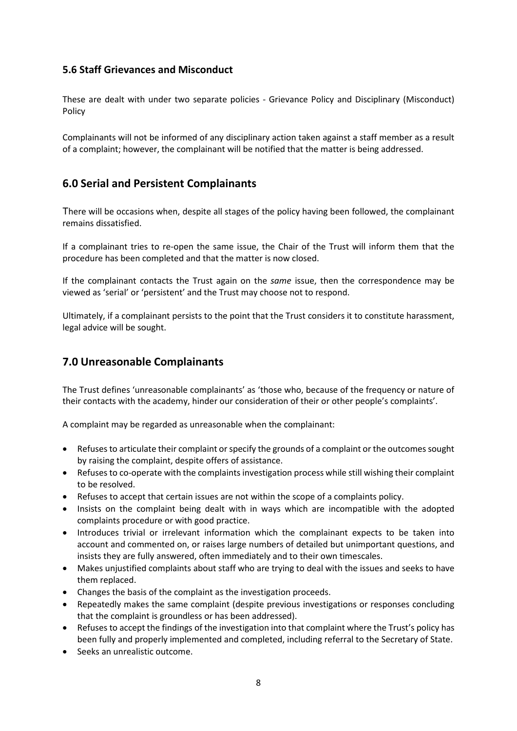### 5.6 Staff Grievances and Misconduct

These are dealt with under two separate policies - Grievance Policy and Disciplinary (Misconduct) Policy

Complainants will not be informed of any disciplinary action taken against a staff member as a result of a complaint; however, the complainant will be notified that the matter is being addressed.

## 6.0 Serial and Persistent Complainants

There will be occasions when, despite all stages of the policy having been followed, the complainant remains dissatisfied.

If a complainant tries to re-open the same issue, the Chair of the Trust will inform them that the procedure has been completed and that the matter is now closed.

If the complainant contacts the Trust again on the *same* issue, then the correspondence may be viewed as 'serial' or 'persistent' and the Trust may choose not to respond.

Ultimately, if a complainant persists to the point that the Trust considers it to constitute harassment, legal advice will be sought.

## 7.0 Unreasonable Complainants

The Trust defines 'unreasonable complainants' as 'those who, because of the frequency or nature of their contacts with the academy, hinder our consideration of their or other people's complaints'.

A complaint may be regarded as unreasonable when the complainant:

- Refuses to articulate their complaint or specify the grounds of a complaint or the outcomes sought by raising the complaint, despite offers of assistance.
- Refuses to co-operate with the complaints investigation process while still wishing their complaint to be resolved.
- Refuses to accept that certain issues are not within the scope of a complaints policy.
- Insists on the complaint being dealt with in ways which are incompatible with the adopted complaints procedure or with good practice.
- Introduces trivial or irrelevant information which the complainant expects to be taken into account and commented on, or raises large numbers of detailed but unimportant questions, and insists they are fully answered, often immediately and to their own timescales.
- Makes unjustified complaints about staff who are trying to deal with the issues and seeks to have them replaced.
- Changes the basis of the complaint as the investigation proceeds.
- Repeatedly makes the same complaint (despite previous investigations or responses concluding that the complaint is groundless or has been addressed).
- Refuses to accept the findings of the investigation into that complaint where the Trust's policy has been fully and properly implemented and completed, including referral to the Secretary of State.
- Seeks an unrealistic outcome.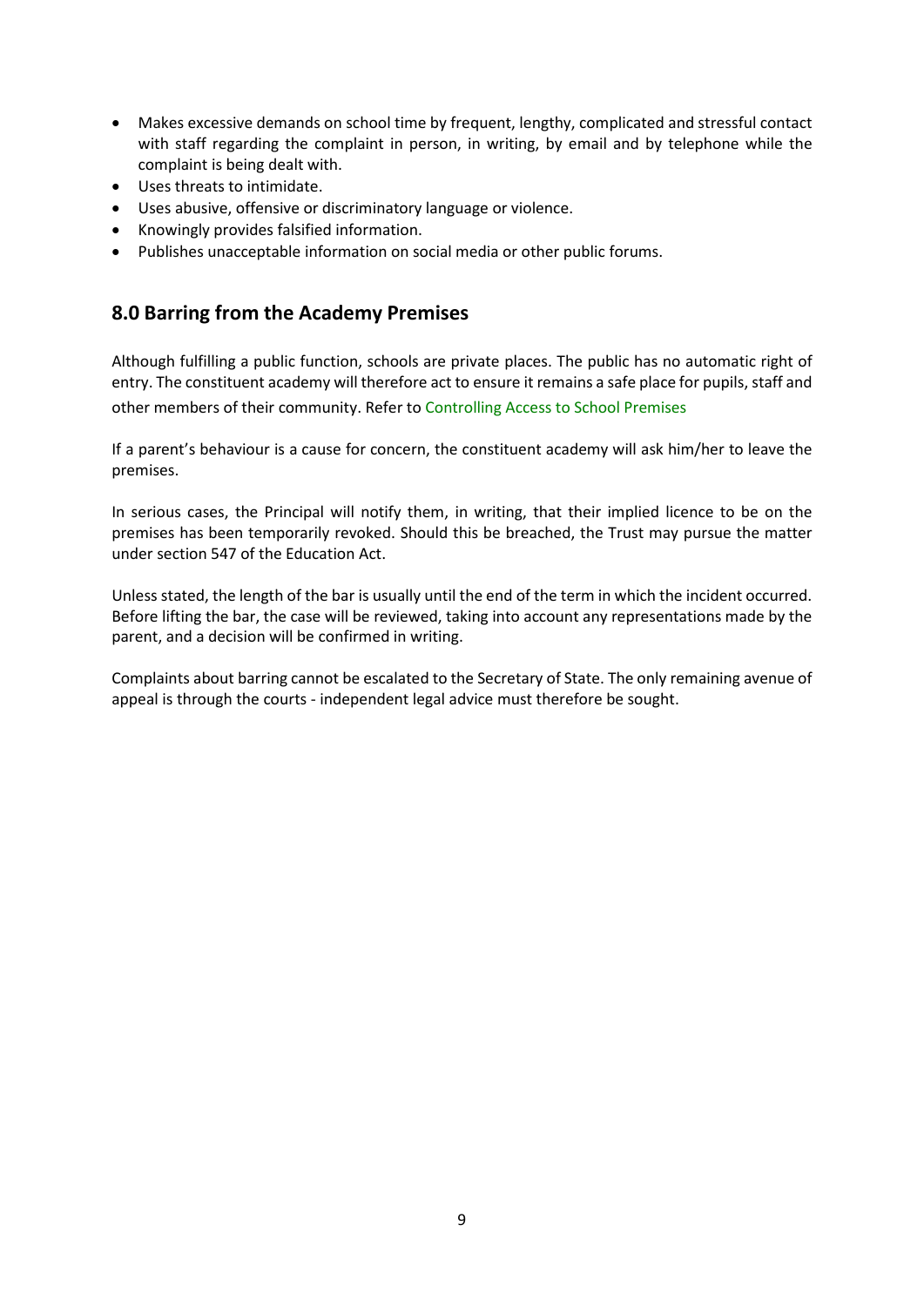- Makes excessive demands on school time by frequent, lengthy, complicated and stressful contact with staff regarding the complaint in person, in writing, by email and by telephone while the complaint is being dealt with.
- Uses threats to intimidate.
- Uses abusive, offensive or discriminatory language or violence.
- Knowingly provides falsified information.
- Publishes unacceptable information on social media or other public forums.

## 8.0 Barring from the Academy Premises

Although fulfilling a public function, schools are private places. The public has no automatic right of entry. The constituent academy will therefore act to ensure it remains a safe place for pupils, staff and other members of their community. Refer to Controlling Access to School Premises

If a parent's behaviour is a cause for concern, the constituent academy will ask him/her to leave the premises.

In serious cases, the Principal will notify them, in writing, that their implied licence to be on the premises has been temporarily revoked. Should this be breached, the Trust may pursue the matter under section 547 of the Education Act.

Unless stated, the length of the bar is usually until the end of the term in which the incident occurred. Before lifting the bar, the case will be reviewed, taking into account any representations made by the parent, and a decision will be confirmed in writing.

Complaints about barring cannot be escalated to the Secretary of State. The only remaining avenue of appeal is through the courts - independent legal advice must therefore be sought.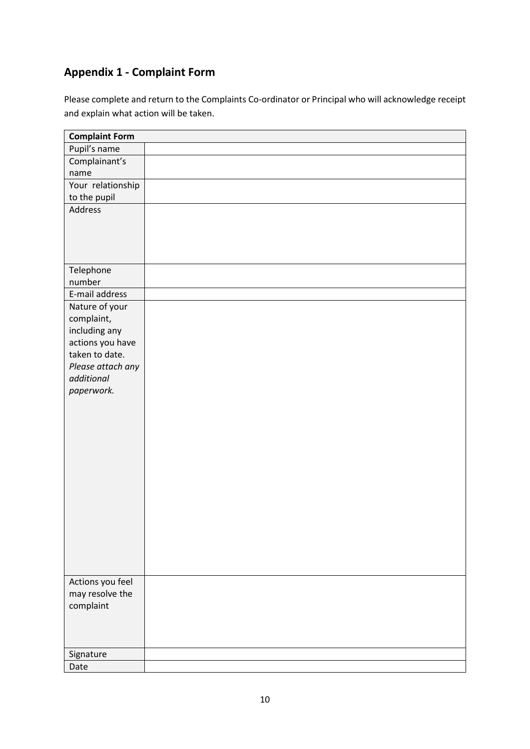## Appendix 1 - Complaint Form

Please complete and return to the Complaints Co-ordinator or Principal who will acknowledge receipt and explain what action will be taken.

| **Complaint Form** | |
|---|---|
| Pupil's name | |
| Complainant's name | |
| Your relationship to the pupil | |
| Address | |
| Telephone number | |
| E-mail address | |
| Nature of your complaint, including any actions you have taken to date. *Please attach any additional paperwork.* | |
| Actions you feel may resolve the complaint | |
| Signature | |
| Date | |